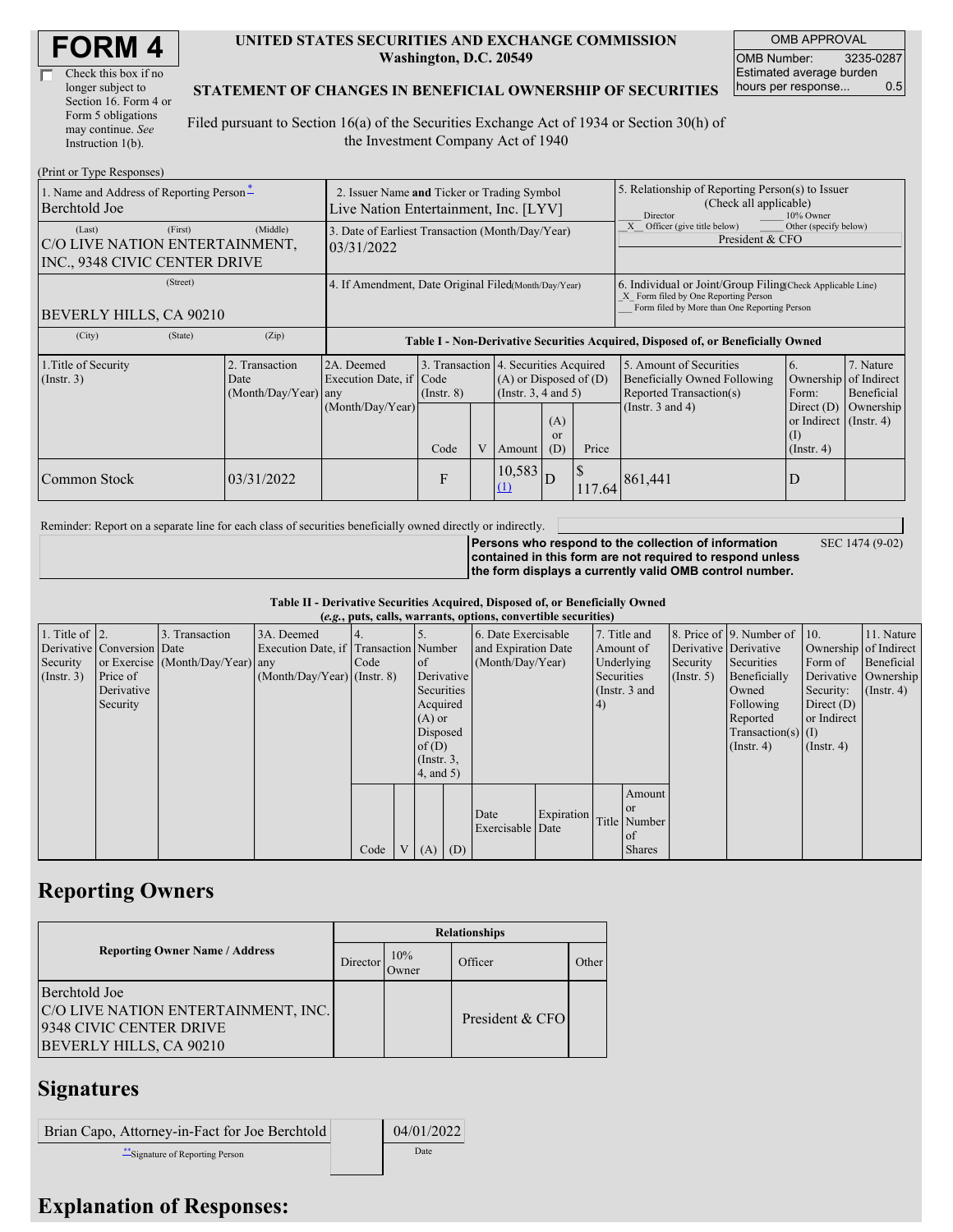# FORM 4

☐ Check this box if no longer subject to Section 16. Form 4 or Form 5 obligations may continue. *See* Instruction 1(b).

**UNITED STATES SECURITIES AND EXCHANGE COMMISSION**
**Washington, D.C. 20549**

**STATEMENT OF CHANGES IN BENEFICIAL OWNERSHIP OF SECURITIES**

Filed pursuant to Section 16(a) of the Securities Exchange Act of 1934 or Section 30(h) of the Investment Company Act of 1940

| OMB APPROVAL | |
|---|---|
| OMB Number: | 3235-0287 |
| Estimated average burden hours per response... | 0.5 |

(Print or Type Responses)

| | | |
|---|---|---|
| 1. Name and Address of Reporting Person[*] Berchtold Joe | 2. Issuer Name **and** Ticker or Trading Symbol Live Nation Entertainment, Inc. [LYV] | 5. Relationship of Reporting Person(s) to Issuer (Check all applicable) ___ Director ___ 10% Owner _X_ Officer (give title below) ___ Other (specify below) President & CFO |
| (Last) (First) (Middle) C/O LIVE NATION ENTERTAINMENT, INC., 9348 CIVIC CENTER DRIVE | 3. Date of Earliest Transaction (Month/Day/Year) 03/31/2022 | |
| (Street) BEVERLY HILLS, CA 90210 | 4. If Amendment, Date Original Filed (Month/Day/Year) | 6. Individual or Joint/Group Filing (Check Applicable Line) _X_ Form filed by One Reporting Person ___ Form filed by More than One Reporting Person |
| (City) (State) (Zip) | | |

**Table I - Non-Derivative Securities Acquired, Disposed of, or Beneficially Owned**

| 1.Title of Security (Instr. 3) | 2. Transaction Date (Month/Day/Year) | 2A. Deemed Execution Date, if any (Month/Day/Year) | 3. Transaction Code (Instr. 8) Code | V | 4. Securities Acquired (A) or Disposed of (D) (Instr. 3, 4 and 5) Amount | (A) or (D) | Price | 5. Amount of Securities Beneficially Owned Following Reported Transaction(s) (Instr. 3 and 4) | 6. Ownership Form: Direct (D) or Indirect (I) (Instr. 4) | 7. Nature of Indirect Beneficial Ownership (Instr. 4) |
|---|---|---|---|---|---|---|---|---|---|---|
| Common Stock | 03/31/2022 | | F | | 10,583 [(1)](#) | D | $ 117.64 | 861,441 | D | |

Reminder: Report on a separate line for each class of securities beneficially owned directly or indirectly.

**Persons who respond to the collection of information contained in this form are not required to respond unless the form displays a currently valid OMB control number.** SEC 1474 (9-02)

**Table II - Derivative Securities Acquired, Disposed of, or Beneficially Owned**
**(*e.g.*, puts, calls, warrants, options, convertible securities)**

| 1. Title of Derivative Security (Instr. 3) | 2. Conversion or Exercise Price of Derivative Security | 3. Transaction Date (Month/Day/Year) | 3A. Deemed Execution Date, if any (Month/Day/Year) | 4. Transaction Code (Instr. 8) Code | V | 5. Number of Derivative Securities Acquired (A) or Disposed of (D) (Instr. 3, 4, and 5) (A) | (D) | 6. Date Exercisable and Expiration Date (Month/Day/Year) Date Exercisable | Expiration Date | 7. Title and Amount of Underlying Securities (Instr. 3 and 4) Title | Amount or Number of Shares | 8. Price of Derivative Security (Instr. 5) | 9. Number of Derivative Securities Beneficially Owned Following Reported Transaction(s) (Instr. 4) | 10. Ownership Form of Derivative Security: Direct (D) or Indirect (I) (Instr. 4) | 11. Nature of Indirect Beneficial Ownership (Instr. 4) |
|---|---|---|---|---|---|---|---|---|---|---|---|---|---|---|---|

## Reporting Owners

| Reporting Owner Name / Address | Director | 10% Owner | Officer | Other |
|---|---|---|---|---|
| Berchtold Joe C/O LIVE NATION ENTERTAINMENT, INC. 9348 CIVIC CENTER DRIVE BEVERLY HILLS, CA 90210 | | | President & CFO | |

## Signatures

| | |
|---|---|
| Brian Capo, Attorney-in-Fact for Joe Berchtold | 04/01/2022 |
| [**]Signature of Reporting Person | Date |

## Explanation of Responses: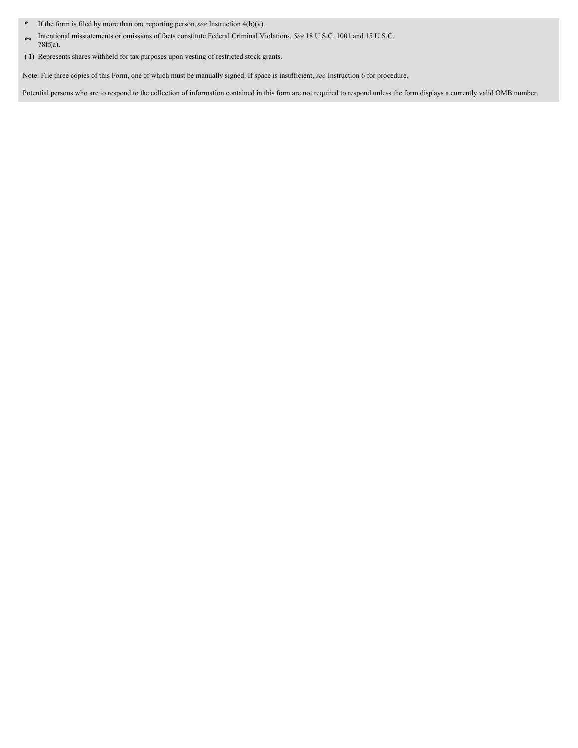* If the form is filed by more than one reporting person, *see* Instruction 4(b)(v).

** Intentional misstatements or omissions of facts constitute Federal Criminal Violations. *See* 18 U.S.C. 1001 and 15 U.S.C. 78ff(a).

**( 1)** Represents shares withheld for tax purposes upon vesting of restricted stock grants.

Note: File three copies of this Form, one of which must be manually signed. If space is insufficient, *see* Instruction 6 for procedure.

Potential persons who are to respond to the collection of information contained in this form are not required to respond unless the form displays a currently valid OMB number.